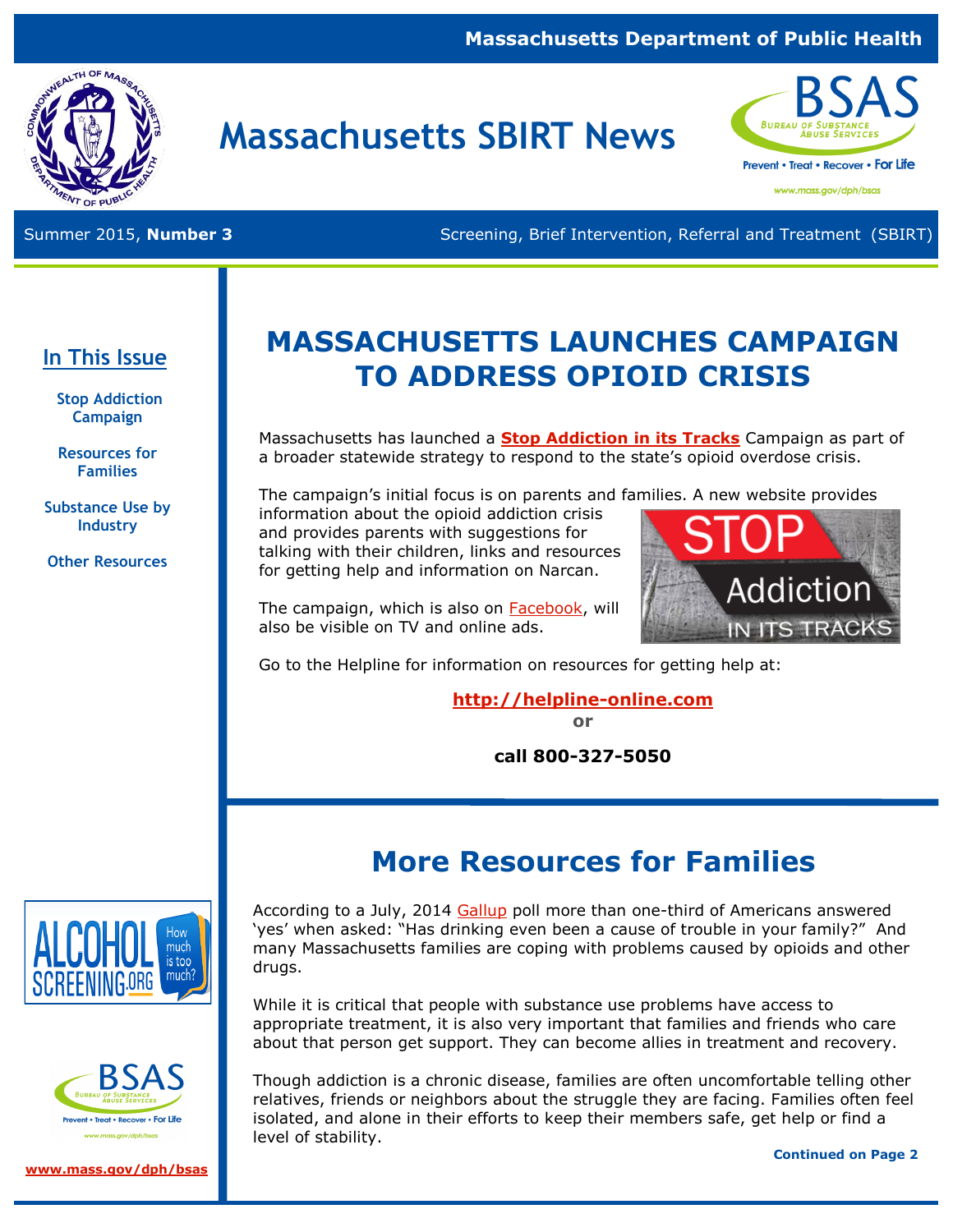Massachusetts Department of Public Health

# Massachusetts SBIRT News

Summer 2015, **Number 3**

Screening, Brief Intervention, Referral and Treatment (SBIRT)

## In This Issue

- Stop Addiction Campaign
- Resources for Families
- Substance Use by Industry
- Other Resources

www.mass.gov/dph/bsas

# MASSACHUSETTS LAUNCHES CAMPAIGN TO ADDRESS OPIOID CRISIS

Massachusetts has launched a **Stop Addiction in its Tracks** Campaign as part of a broader statewide strategy to respond to the state's opioid overdose crisis.

The campaign's initial focus is on parents and families. A new website provides information about the opioid addiction crisis and provides parents with suggestions for talking with their children, links and resources for getting help and information on Narcan.

The campaign, which is also on Facebook, will also be visible on TV and online ads.

Go to the Helpline for information on resources for getting help at:

**http://helpline-online.com**

**or**

**call 800-327-5050**

# More Resources for Families

According to a July, 2014 Gallup poll more than one-third of Americans answered 'yes' when asked: "Has drinking even been a cause of trouble in your family?" And many Massachusetts families are coping with problems caused by opioids and other drugs.

While it is critical that people with substance use problems have access to appropriate treatment, it is also very important that families and friends who care about that person get support. They can become allies in treatment and recovery.

Though addiction is a chronic disease, families are often uncomfortable telling other relatives, friends or neighbors about the struggle they are facing. Families often feel isolated, and alone in their efforts to keep their members safe, get help or find a level of stability.

**Continued on Page 2**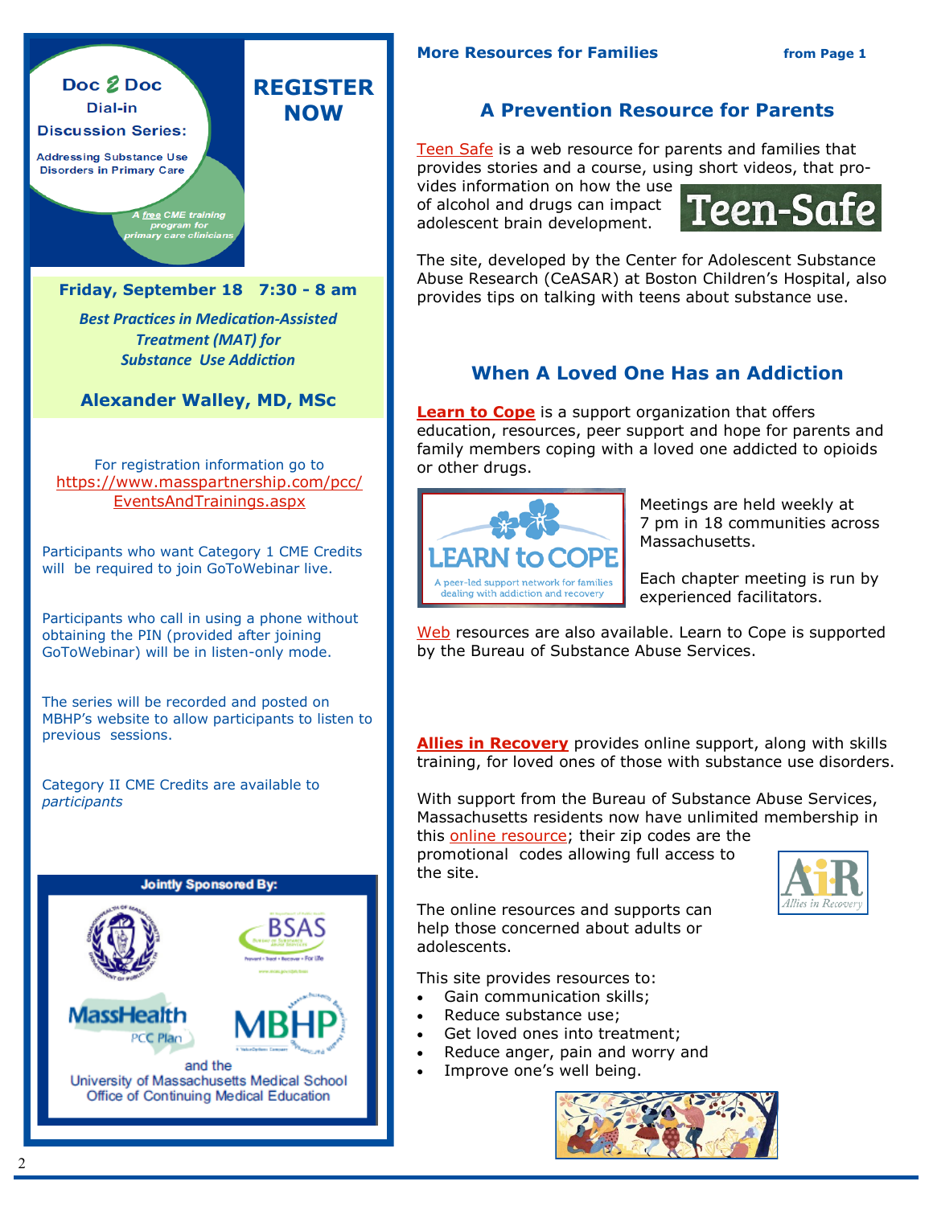## Doc 2 Doc Dial-in Discussion Series:

Addressing Substance Use Disorders in Primary Care

*A free CME training program for primary care clinicians*

## REGISTER NOW

**Friday, September 18 7:30 - 8 am**

***Best Practices in Medication-Assisted Treatment (MAT) for Substance Use Addiction***

**Alexander Walley, MD, MSc**

For registration information go to https://www.masspartnership.com/pcc/EventsAndTrainings.aspx

Participants who want Category 1 CME Credits will be required to join GoToWebinar live.

Participants who call in using a phone without obtaining the PIN (provided after joining GoToWebinar) will be in listen-only mode.

The series will be recorded and posted on MBHP's website to allow participants to listen to previous sessions.

Category II CME Credits are available to *participants*

**Jointly Sponsored By:**

BSAS, MassHealth PCC Plan, MBHP and the University of Massachusetts Medical School Office of Continuing Medical Education

**More Resources for Families** **from Page 1**

## A Prevention Resource for Parents

Teen Safe is a web resource for parents and families that provides stories and a course, using short videos, that provides information on how the use of alcohol and drugs can impact adolescent brain development.

The site, developed by the Center for Adolescent Substance Abuse Research (CeASAR) at Boston Children's Hospital, also provides tips on talking with teens about substance use.

## When A Loved One Has an Addiction

**Learn to Cope** is a support organization that offers education, resources, peer support and hope for parents and family members coping with a loved one addicted to opioids or other drugs.

Meetings are held weekly at 7 pm in 18 communities across Massachusetts.

Each chapter meeting is run by experienced facilitators.

Web resources are also available. Learn to Cope is supported by the Bureau of Substance Abuse Services.

**Allies in Recovery** provides online support, along with skills training, for loved ones of those with substance use disorders.

With support from the Bureau of Substance Abuse Services, Massachusetts residents now have unlimited membership in this online resource; their zip codes are the promotional codes allowing full access to the site.

The online resources and supports can help those concerned about adults or adolescents.

This site provides resources to:

- Gain communication skills;
- Reduce substance use;
- Get loved ones into treatment;
- Reduce anger, pain and worry and
- Improve one's well being.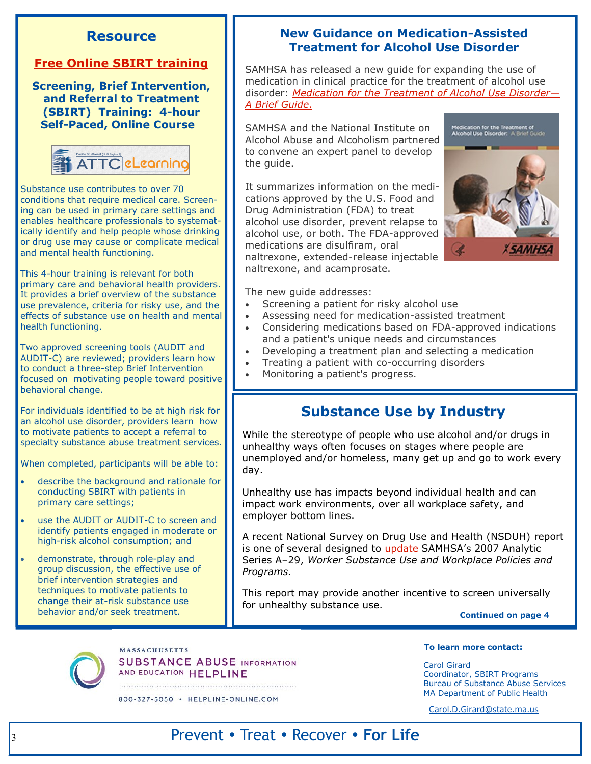## Resource

**Free Online SBIRT training**

### Screening, Brief Intervention, and Referral to Treatment (SBIRT) Training: 4-hour Self-Paced, Online Course

Substance use contributes to over 70 conditions that require medical care. Screening can be used in primary care settings and enables healthcare professionals to systematically identify and help people whose drinking or drug use may cause or complicate medical and mental health functioning.

This 4-hour training is relevant for both primary care and behavioral health providers. It provides a brief overview of the substance use prevalence, criteria for risky use, and the effects of substance use on health and mental health functioning.

Two approved screening tools (AUDIT and AUDIT-C) are reviewed; providers learn how to conduct a three-step Brief Intervention focused on motivating people toward positive behavioral change.

For individuals identified to be at high risk for an alcohol use disorder, providers learn how to motivate patients to accept a referral to specialty substance abuse treatment services.

When completed, participants will be able to:

- describe the background and rationale for conducting SBIRT with patients in primary care settings;
- use the AUDIT or AUDIT-C to screen and identify patients engaged in moderate or high-risk alcohol consumption; and
- demonstrate, through role-play and group discussion, the effective use of brief intervention strategies and techniques to motivate patients to change their at-risk substance use behavior and/or seek treatment.

## New Guidance on Medication-Assisted Treatment for Alcohol Use Disorder

SAMHSA has released a new guide for expanding the use of medication in clinical practice for the treatment of alcohol use disorder: *Medication for the Treatment of Alcohol Use Disorder—A Brief Guide*.

SAMHSA and the National Institute on Alcohol Abuse and Alcoholism partnered to convene an expert panel to develop the guide.

It summarizes information on the medications approved by the U.S. Food and Drug Administration (FDA) to treat alcohol use disorder, prevent relapse to alcohol use, or both. The FDA-approved medications are disulfiram, oral naltrexone, extended-release injectable naltrexone, and acamprosate.

The new guide addresses:

- Screening a patient for risky alcohol use
- Assessing need for medication-assisted treatment
- Considering medications based on FDA-approved indications and a patient's unique needs and circumstances
- Developing a treatment plan and selecting a medication
- Treating a patient with co-occurring disorders
- Monitoring a patient's progress.

## Substance Use by Industry

While the stereotype of people who use alcohol and/or drugs in unhealthy ways often focuses on stages where people are unemployed and/or homeless, many get up and go to work every day.

Unhealthy use has impacts beyond individual health and can impact work environments, over all workplace safety, and employer bottom lines.

A recent National Survey on Drug Use and Health (NSDUH) report is one of several designed to update SAMHSA's 2007 Analytic Series A–29, *Worker Substance Use and Workplace Policies and Programs.*

This report may provide another incentive to screen universally for unhealthy substance use.

**Continued on page 4**

MASSACHUSETTS SUBSTANCE ABUSE INFORMATION AND EDUCATION HELPLINE

800-327-5050 • HELPLINE-ONLINE.COM

**To learn more contact:**

Carol Girard
Coordinator, SBIRT Programs
Bureau of Substance Abuse Services
MA Department of Public Health

Carol.D.Girard@state.ma.us

Prevent • Treat • Recover • **For Life**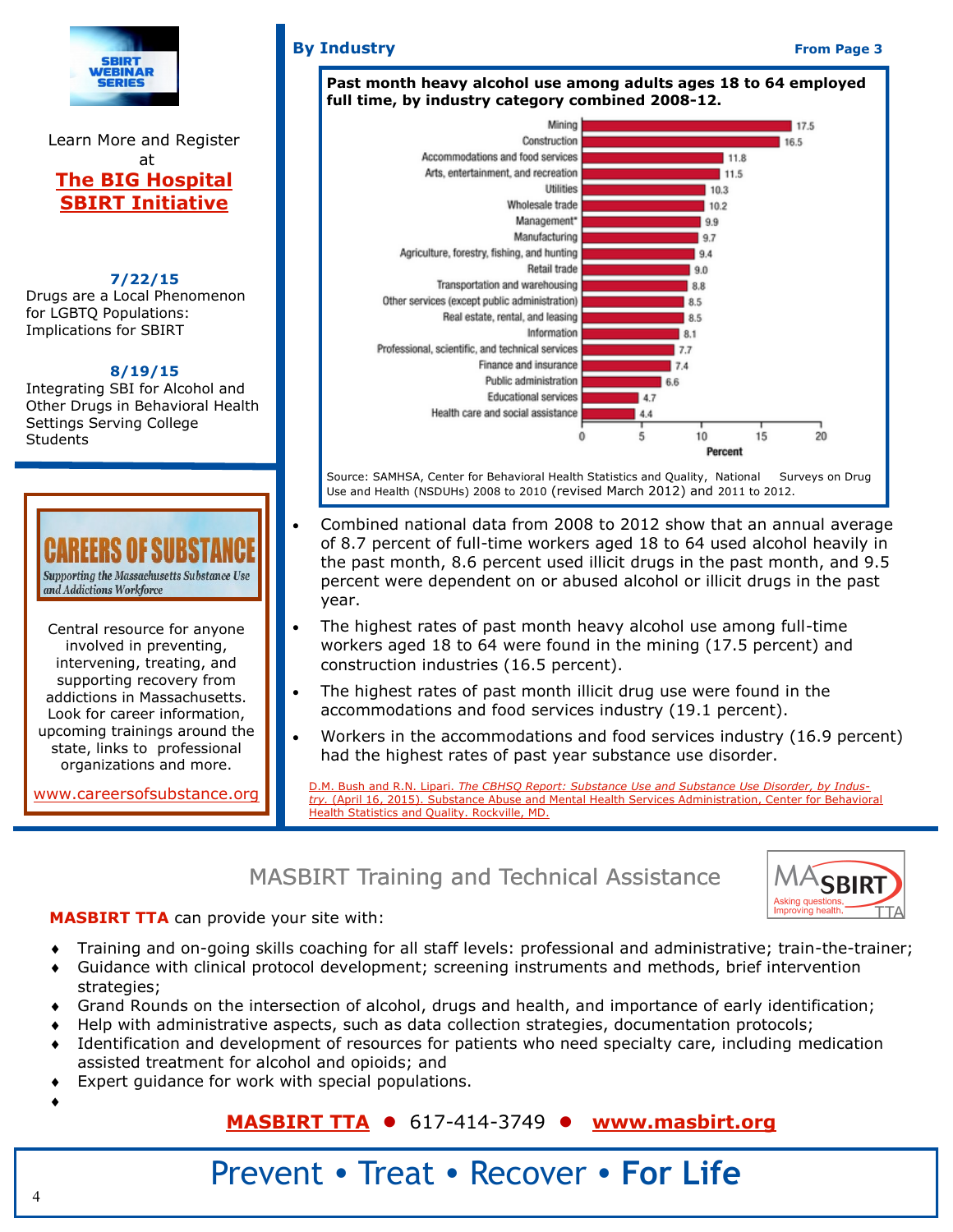SBIRT WEBINAR SERIES

Learn More and Register at

**The BIG Hospital SBIRT Initiative**

**7/22/15**

Drugs are a Local Phenomenon for LGBTQ Populations: Implications for SBIRT

**8/19/15**

Integrating SBI for Alcohol and Other Drugs in Behavioral Health Settings Serving College Students

**CAREERS OF SUBSTANCE**

*Supporting the Massachusetts Substance Use and Addictions Workforce*

Central resource for anyone involved in preventing, intervening, treating, and supporting recovery from addictions in Massachusetts. Look for career information, upcoming trainings around the state, links to professional organizations and more.

www.careersofsubstance.org

## By Industry

From Page 3

**Past month heavy alcohol use among adults ages 18 to 64 employed full time, by industry category combined 2008-12.**

Mining 17.5
Construction 16.5
Accommodations and food services 11.8
Arts, entertainment, and recreation 11.5
Utilities 10.3
Wholesale trade 10.2
Management* 9.9
Manufacturing 9.7
Agriculture, forestry, fishing, and hunting 9.4
Retail trade 9.0
Transportation and warehousing 8.8
Other services (except public administration) 8.5
Real estate, rental, and leasing 8.5
Information 8.1
Professional, scientific, and technical services 7.7
Finance and insurance 7.4
Public administration 6.6
Educational services 4.7
Health care and social assistance 4.4

0 5 10 15 20
Percent

Source: SAMHSA, Center for Behavioral Health Statistics and Quality, National Surveys on Drug Use and Health (NSDUHs) 2008 to 2010 (revised March 2012) and 2011 to 2012.

- Combined national data from 2008 to 2012 show that an annual average of 8.7 percent of full-time workers aged 18 to 64 used alcohol heavily in the past month, 8.6 percent used illicit drugs in the past month, and 9.5 percent were dependent on or abused alcohol or illicit drugs in the past year.
- The highest rates of past month heavy alcohol use among full-time workers aged 18 to 64 were found in the mining (17.5 percent) and construction industries (16.5 percent).
- The highest rates of past month illicit drug use were found in the accommodations and food services industry (19.1 percent).
- Workers in the accommodations and food services industry (16.9 percent) had the highest rates of past year substance use disorder.

D.M. Bush and R.N. Lipari. *The CBHSQ Report: Substance Use and Substance Use Disorder, by Industry.* (April 16, 2015). Substance Abuse and Mental Health Services Administration, Center for Behavioral Health Statistics and Quality. Rockville, MD.

## MASBIRT Training and Technical Assistance

MASBIRT TTA — Asking questions. Improving health.

**MASBIRT TTA** can provide your site with:

- Training and on-going skills coaching for all staff levels: professional and administrative; train-the-trainer;
- Guidance with clinical protocol development; screening instruments and methods, brief intervention strategies;
- Grand Rounds on the intersection of alcohol, drugs and health, and importance of early identification;
- Help with administrative aspects, such as data collection strategies, documentation protocols;
- Identification and development of resources for patients who need specialty care, including medication assisted treatment for alcohol and opioids; and
- Expert guidance for work with special populations.

**MASBIRT TTA** • 617-414-3749 • **www.masbirt.org**

# Prevent • Treat • Recover • **For Life**